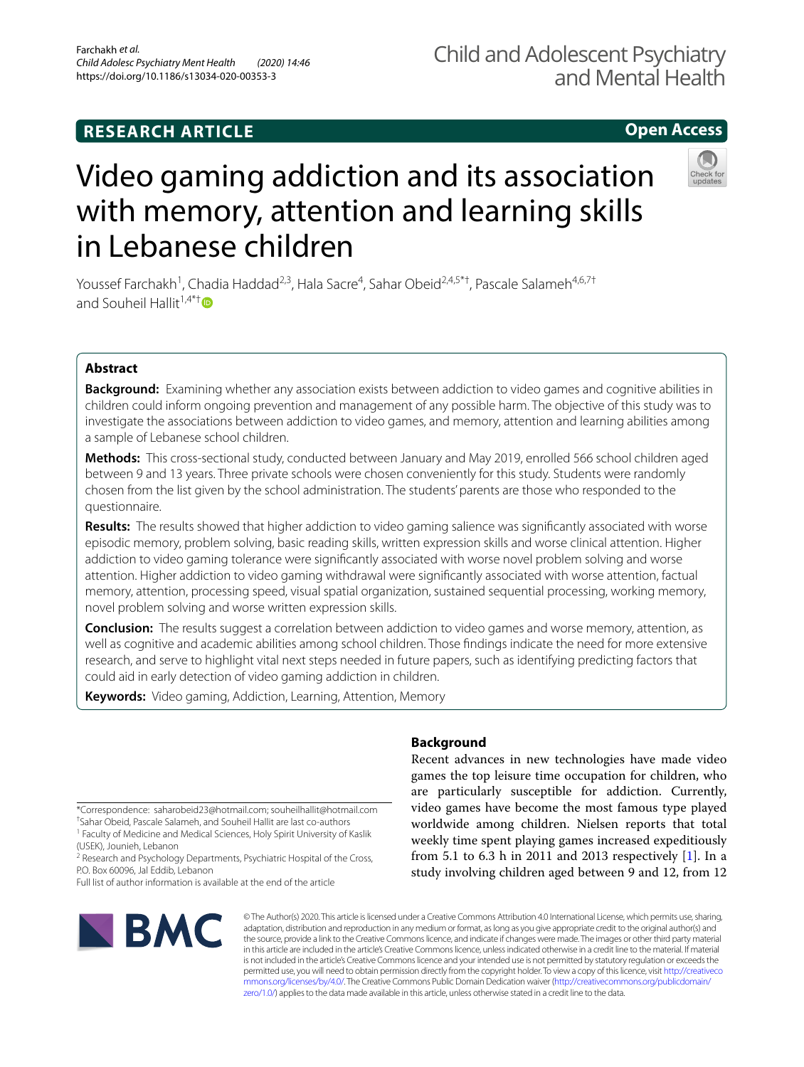RESEARCH ARTICLE

Open Access

# Video gaming addiction and its association with memory, attention and learning skills in Lebanese children

Youssef Farchakh[1], Chadia Haddad[2,3], Hala Sacre[4], Sahar Obeid[2,4,5*†], Pascale Salameh[4,6,7†] and Souheil Hallit[1,4*†]

## Abstract

**Background:** Examining whether any association exists between addiction to video games and cognitive abilities in children could inform ongoing prevention and management of any possible harm. The objective of this study was to investigate the associations between addiction to video games, and memory, attention and learning abilities among a sample of Lebanese school children.

**Methods:** This cross-sectional study, conducted between January and May 2019, enrolled 566 school children aged between 9 and 13 years. Three private schools were chosen conveniently for this study. Students were randomly chosen from the list given by the school administration. The students' parents are those who responded to the questionnaire.

**Results:** The results showed that higher addiction to video gaming salience was significantly associated with worse episodic memory, problem solving, basic reading skills, written expression skills and worse clinical attention. Higher addiction to video gaming tolerance were significantly associated with worse novel problem solving and worse attention. Higher addiction to video gaming withdrawal were significantly associated with worse attention, factual memory, attention, processing speed, visual spatial organization, sustained sequential processing, working memory, novel problem solving and worse written expression skills.

**Conclusion:** The results suggest a correlation between addiction to video games and worse memory, attention, as well as cognitive and academic abilities among school children. Those findings indicate the need for more extensive research, and serve to highlight vital next steps needed in future papers, such as identifying predicting factors that could aid in early detection of video gaming addiction in children.

**Keywords:** Video gaming, Addiction, Learning, Attention, Memory

## Background

Recent advances in new technologies have made video games the top leisure time occupation for children, who are particularly susceptible for addiction. Currently, video games have become the most famous type played worldwide among children. Nielsen reports that total weekly time spent playing games increased expeditiously from 5.1 to 6.3 h in 2011 and 2013 respectively [1]. In a study involving children aged between 9 and 12, from 12

*Correspondence: saharobeid23@hotmail.com; souheilhallit@hotmail.com
†Sahar Obeid, Pascale Salameh, and Souheil Hallit are last co-authors
[1] Faculty of Medicine and Medical Sciences, Holy Spirit University of Kaslik (USEK), Jounieh, Lebanon
[2] Research and Psychology Departments, Psychiatric Hospital of the Cross, P.O. Box 60096, Jal Eddib, Lebanon
Full list of author information is available at the end of the article

© The Author(s) 2020. This article is licensed under a Creative Commons Attribution 4.0 International License, which permits use, sharing, adaptation, distribution and reproduction in any medium or format, as long as you give appropriate credit to the original author(s) and the source, provide a link to the Creative Commons licence, and indicate if changes were made. The images or other third party material in this article are included in the article's Creative Commons licence, unless indicated otherwise in a credit line to the material. If material is not included in the article's Creative Commons licence and your intended use is not permitted by statutory regulation or exceeds the permitted use, you will need to obtain permission directly from the copyright holder. To view a copy of this licence, visit http://creativecommons.org/licenses/by/4.0/. The Creative Commons Public Domain Dedication waiver (http://creativecommons.org/publicdomain/zero/1.0/) applies to the data made available in this article, unless otherwise stated in a credit line to the data.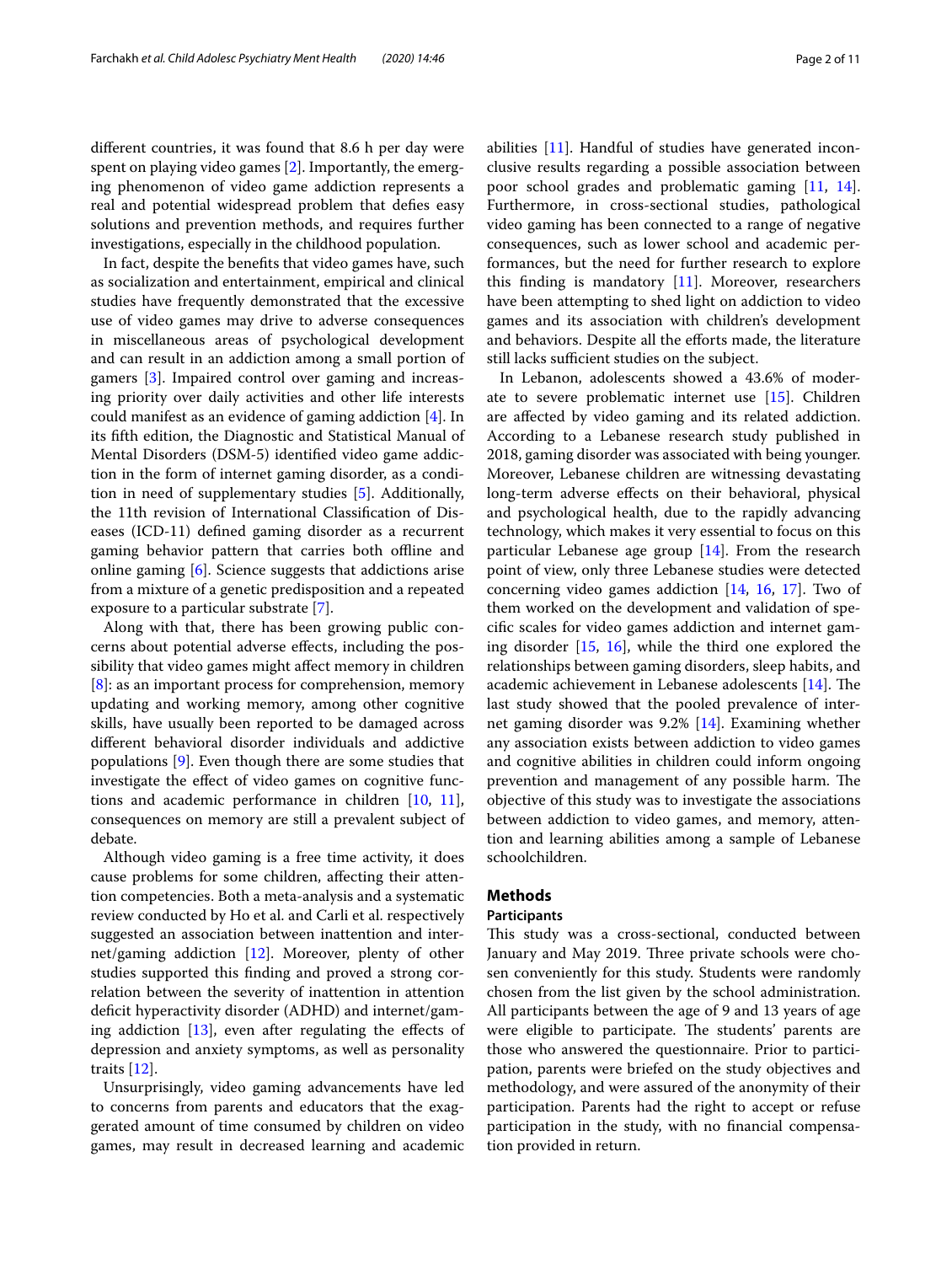different countries, it was found that 8.6 h per day were spent on playing video games [2]. Importantly, the emerging phenomenon of video game addiction represents a real and potential widespread problem that defies easy solutions and prevention methods, and requires further investigations, especially in the childhood population.

In fact, despite the benefits that video games have, such as socialization and entertainment, empirical and clinical studies have frequently demonstrated that the excessive use of video games may drive to adverse consequences in miscellaneous areas of psychological development and can result in an addiction among a small portion of gamers [3]. Impaired control over gaming and increasing priority over daily activities and other life interests could manifest as an evidence of gaming addiction [4]. In its fifth edition, the Diagnostic and Statistical Manual of Mental Disorders (DSM-5) identified video game addiction in the form of internet gaming disorder, as a condition in need of supplementary studies [5]. Additionally, the 11th revision of International Classification of Diseases (ICD-11) defined gaming disorder as a recurrent gaming behavior pattern that carries both offline and online gaming [6]. Science suggests that addictions arise from a mixture of a genetic predisposition and a repeated exposure to a particular substrate [7].

Along with that, there has been growing public concerns about potential adverse effects, including the possibility that video games might affect memory in children [8]: as an important process for comprehension, memory updating and working memory, among other cognitive skills, have usually been reported to be damaged across different behavioral disorder individuals and addictive populations [9]. Even though there are some studies that investigate the effect of video games on cognitive functions and academic performance in children [10, 11], consequences on memory are still a prevalent subject of debate.

Although video gaming is a free time activity, it does cause problems for some children, affecting their attention competencies. Both a meta-analysis and a systematic review conducted by Ho et al. and Carli et al. respectively suggested an association between inattention and internet/gaming addiction [12]. Moreover, plenty of other studies supported this finding and proved a strong correlation between the severity of inattention in attention deficit hyperactivity disorder (ADHD) and internet/gaming addiction [13], even after regulating the effects of depression and anxiety symptoms, as well as personality traits [12].

Unsurprisingly, video gaming advancements have led to concerns from parents and educators that the exaggerated amount of time consumed by children on video games, may result in decreased learning and academic abilities [11]. Handful of studies have generated inconclusive results regarding a possible association between poor school grades and problematic gaming [11, 14]. Furthermore, in cross-sectional studies, pathological video gaming has been connected to a range of negative consequences, such as lower school and academic performances, but the need for further research to explore this finding is mandatory [11]. Moreover, researchers have been attempting to shed light on addiction to video games and its association with children's development and behaviors. Despite all the efforts made, the literature still lacks sufficient studies on the subject.

In Lebanon, adolescents showed a 43.6% of moderate to severe problematic internet use [15]. Children are affected by video gaming and its related addiction. According to a Lebanese research study published in 2018, gaming disorder was associated with being younger. Moreover, Lebanese children are witnessing devastating long-term adverse effects on their behavioral, physical and psychological health, due to the rapidly advancing technology, which makes it very essential to focus on this particular Lebanese age group [14]. From the research point of view, only three Lebanese studies were detected concerning video games addiction [14, 16, 17]. Two of them worked on the development and validation of specific scales for video games addiction and internet gaming disorder [15, 16], while the third one explored the relationships between gaming disorders, sleep habits, and academic achievement in Lebanese adolescents [14]. The last study showed that the pooled prevalence of internet gaming disorder was 9.2% [14]. Examining whether any association exists between addiction to video games and cognitive abilities in children could inform ongoing prevention and management of any possible harm. The objective of this study was to investigate the associations between addiction to video games, and memory, attention and learning abilities among a sample of Lebanese schoolchildren.

## Methods

### Participants

This study was a cross-sectional, conducted between January and May 2019. Three private schools were chosen conveniently for this study. Students were randomly chosen from the list given by the school administration. All participants between the age of 9 and 13 years of age were eligible to participate. The students' parents are those who answered the questionnaire. Prior to participation, parents were briefed on the study objectives and methodology, and were assured of the anonymity of their participation. Parents had the right to accept or refuse participation in the study, with no financial compensation provided in return.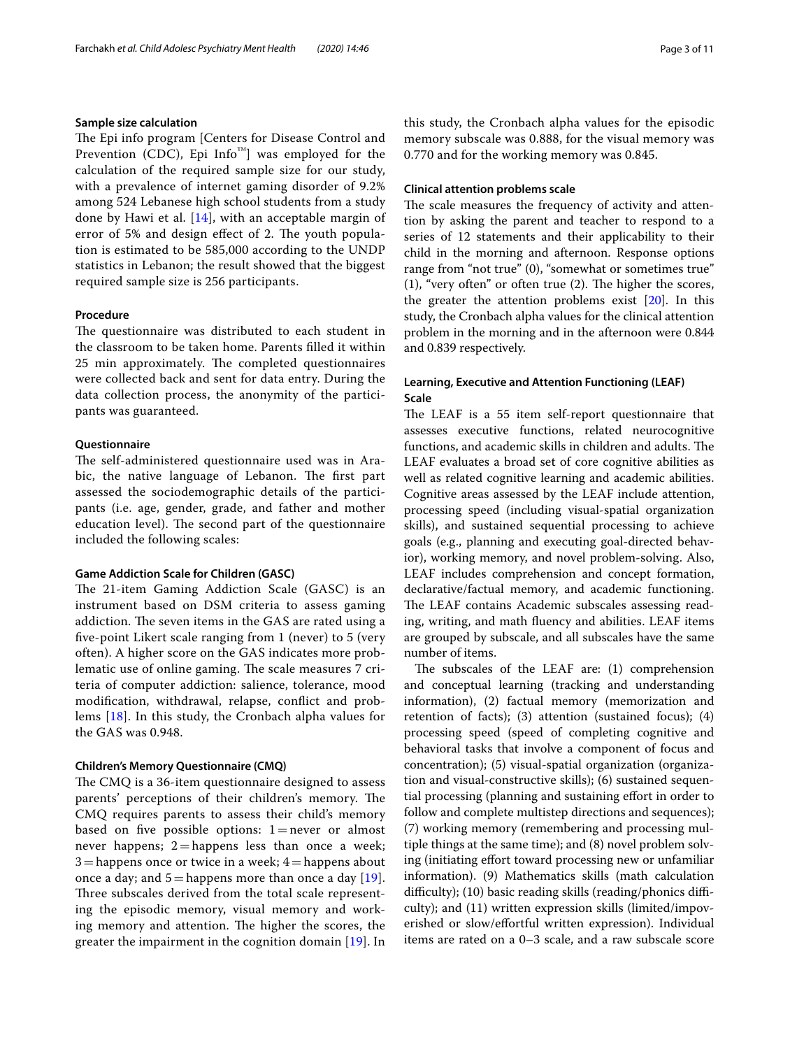### Sample size calculation

The Epi info program [Centers for Disease Control and Prevention (CDC), Epi Info™] was employed for the calculation of the required sample size for our study, with a prevalence of internet gaming disorder of 9.2% among 524 Lebanese high school students from a study done by Hawi et al. [14], with an acceptable margin of error of 5% and design effect of 2. The youth population is estimated to be 585,000 according to the UNDP statistics in Lebanon; the result showed that the biggest required sample size is 256 participants.

### Procedure

The questionnaire was distributed to each student in the classroom to be taken home. Parents filled it within 25 min approximately. The completed questionnaires were collected back and sent for data entry. During the data collection process, the anonymity of the participants was guaranteed.

### Questionnaire

The self-administered questionnaire used was in Arabic, the native language of Lebanon. The first part assessed the sociodemographic details of the participants (i.e. age, gender, grade, and father and mother education level). The second part of the questionnaire included the following scales:

#### Game Addiction Scale for Children (GASC)

The 21-item Gaming Addiction Scale (GASC) is an instrument based on DSM criteria to assess gaming addiction. The seven items in the GAS are rated using a five-point Likert scale ranging from 1 (never) to 5 (very often). A higher score on the GAS indicates more problematic use of online gaming. The scale measures 7 criteria of computer addiction: salience, tolerance, mood modification, withdrawal, relapse, conflict and problems [18]. In this study, the Cronbach alpha values for the GAS was 0.948.

#### Children's Memory Questionnaire (CMQ)

The CMQ is a 36-item questionnaire designed to assess parents' perceptions of their children's memory. The CMQ requires parents to assess their child's memory based on five possible options: 1 = never or almost never happens; 2 = happens less than once a week; 3 = happens once or twice in a week; 4 = happens about once a day; and 5 = happens more than once a day [19]. Three subscales derived from the total scale representing the episodic memory, visual memory and working memory and attention. The higher the scores, the greater the impairment in the cognition domain [19]. In this study, the Cronbach alpha values for the episodic memory subscale was 0.888, for the visual memory was 0.770 and for the working memory was 0.845.

#### Clinical attention problems scale

The scale measures the frequency of activity and attention by asking the parent and teacher to respond to a series of 12 statements and their applicability to their child in the morning and afternoon. Response options range from "not true" (0), "somewhat or sometimes true" (1), "very often" or often true (2). The higher the scores, the greater the attention problems exist [20]. In this study, the Cronbach alpha values for the clinical attention problem in the morning and in the afternoon were 0.844 and 0.839 respectively.

#### Learning, Executive and Attention Functioning (LEAF) Scale

The LEAF is a 55 item self-report questionnaire that assesses executive functions, related neurocognitive functions, and academic skills in children and adults. The LEAF evaluates a broad set of core cognitive abilities as well as related cognitive learning and academic abilities. Cognitive areas assessed by the LEAF include attention, processing speed (including visual-spatial organization skills), and sustained sequential processing to achieve goals (e.g., planning and executing goal-directed behavior), working memory, and novel problem-solving. Also, LEAF includes comprehension and concept formation, declarative/factual memory, and academic functioning. The LEAF contains Academic subscales assessing reading, writing, and math fluency and abilities. LEAF items are grouped by subscale, and all subscales have the same number of items.

The subscales of the LEAF are: (1) comprehension and conceptual learning (tracking and understanding information), (2) factual memory (memorization and retention of facts); (3) attention (sustained focus); (4) processing speed (speed of completing cognitive and behavioral tasks that involve a component of focus and concentration); (5) visual-spatial organization (organization and visual-constructive skills); (6) sustained sequential processing (planning and sustaining effort in order to follow and complete multistep directions and sequences); (7) working memory (remembering and processing multiple things at the same time); and (8) novel problem solving (initiating effort toward processing new or unfamiliar information). (9) Mathematics skills (math calculation difficulty); (10) basic reading skills (reading/phonics difficulty); and (11) written expression skills (limited/impoverished or slow/effortful written expression). Individual items are rated on a 0–3 scale, and a raw subscale score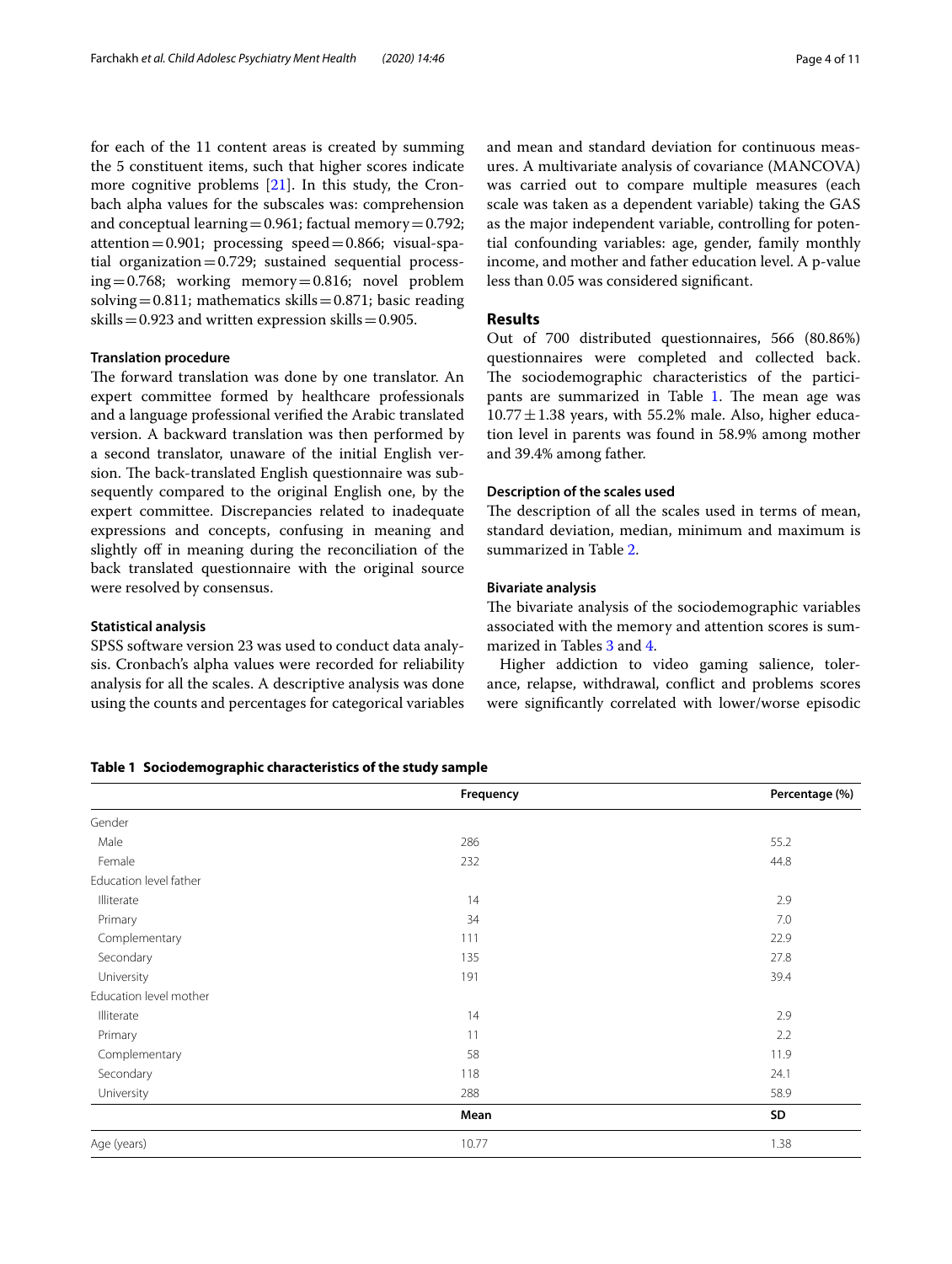for each of the 11 content areas is created by summing the 5 constituent items, such that higher scores indicate more cognitive problems [21]. In this study, the Cronbach alpha values for the subscales was: comprehension and conceptual learning = 0.961; factual memory = 0.792; attention = 0.901; processing speed = 0.866; visual-spatial organization = 0.729; sustained sequential processing = 0.768; working memory = 0.816; novel problem solving = 0.811; mathematics skills = 0.871; basic reading skills = 0.923 and written expression skills = 0.905.

### Translation procedure

The forward translation was done by one translator. An expert committee formed by healthcare professionals and a language professional verified the Arabic translated version. A backward translation was then performed by a second translator, unaware of the initial English version. The back-translated English questionnaire was subsequently compared to the original English one, by the expert committee. Discrepancies related to inadequate expressions and concepts, confusing in meaning and slightly off in meaning during the reconciliation of the back translated questionnaire with the original source were resolved by consensus.

### Statistical analysis

SPSS software version 23 was used to conduct data analysis. Cronbach's alpha values were recorded for reliability analysis for all the scales. A descriptive analysis was done using the counts and percentages for categorical variables and mean and standard deviation for continuous measures. A multivariate analysis of covariance (MANCOVA) was carried out to compare multiple measures (each scale was taken as a dependent variable) taking the GAS as the major independent variable, controlling for potential confounding variables: age, gender, family monthly income, and mother and father education level. A p-value less than 0.05 was considered significant.

## Results

Out of 700 distributed questionnaires, 566 (80.86%) questionnaires were completed and collected back. The sociodemographic characteristics of the participants are summarized in Table 1. The mean age was $10.77 \pm 1.38$ years, with 55.2% male. Also, higher education level in parents was found in 58.9% among mother and 39.4% among father.

### Description of the scales used

The description of all the scales used in terms of mean, standard deviation, median, minimum and maximum is summarized in Table 2.

### Bivariate analysis

The bivariate analysis of the sociodemographic variables associated with the memory and attention scores is summarized in Tables 3 and 4.

Higher addiction to video gaming salience, tolerance, relapse, withdrawal, conflict and problems scores were significantly correlated with lower/worse episodic

**Table 1 Sociodemographic characteristics of the study sample**

| | Frequency | Percentage (%) |
|---|---|---|
| Gender | | |
| Male | 286 | 55.2 |
| Female | 232 | 44.8 |
| Education level father | | |
| Illiterate | 14 | 2.9 |
| Primary | 34 | 7.0 |
| Complementary | 111 | 22.9 |
| Secondary | 135 | 27.8 |
| University | 191 | 39.4 |
| Education level mother | | |
| Illiterate | 14 | 2.9 |
| Primary | 11 | 2.2 |
| Complementary | 58 | 11.9 |
| Secondary | 118 | 24.1 |
| University | 288 | 58.9 |
| | **Mean** | **SD** |
| Age (years) | 10.77 | 1.38 |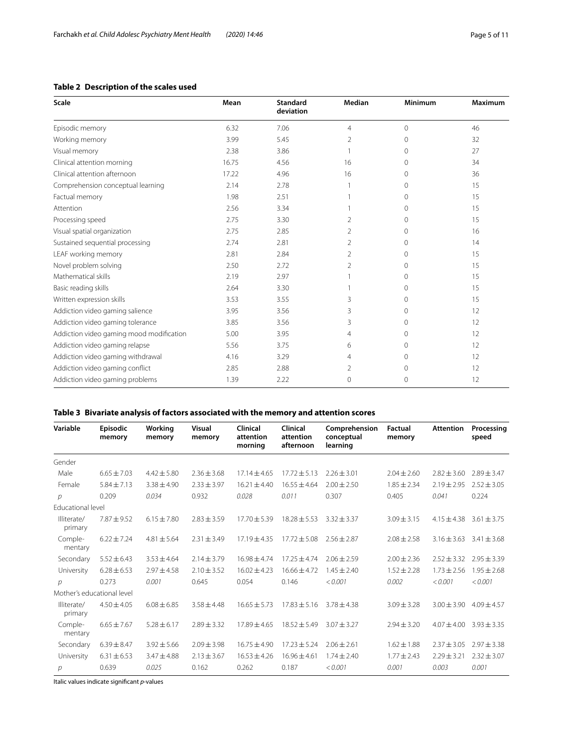**Table 2 Description of the scales used**

| Scale | Mean | Standard deviation | Median | Minimum | Maximum |
|---|---|---|---|---|---|
| Episodic memory | 6.32 | 7.06 | 4 | 0 | 46 |
| Working memory | 3.99 | 5.45 | 2 | 0 | 32 |
| Visual memory | 2.38 | 3.86 | 1 | 0 | 27 |
| Clinical attention morning | 16.75 | 4.56 | 16 | 0 | 34 |
| Clinical attention afternoon | 17.22 | 4.96 | 16 | 0 | 36 |
| Comprehension conceptual learning | 2.14 | 2.78 | 1 | 0 | 15 |
| Factual memory | 1.98 | 2.51 | 1 | 0 | 15 |
| Attention | 2.56 | 3.34 | 1 | 0 | 15 |
| Processing speed | 2.75 | 3.30 | 2 | 0 | 15 |
| Visual spatial organization | 2.75 | 2.85 | 2 | 0 | 16 |
| Sustained sequential processing | 2.74 | 2.81 | 2 | 0 | 14 |
| LEAF working memory | 2.81 | 2.84 | 2 | 0 | 15 |
| Novel problem solving | 2.50 | 2.72 | 2 | 0 | 15 |
| Mathematical skills | 2.19 | 2.97 | 1 | 0 | 15 |
| Basic reading skills | 2.64 | 3.30 | 1 | 0 | 15 |
| Written expression skills | 3.53 | 3.55 | 3 | 0 | 15 |
| Addiction video gaming salience | 3.95 | 3.56 | 3 | 0 | 12 |
| Addiction video gaming tolerance | 3.85 | 3.56 | 3 | 0 | 12 |
| Addiction video gaming mood modification | 5.00 | 3.95 | 4 | 0 | 12 |
| Addiction video gaming relapse | 5.56 | 3.75 | 6 | 0 | 12 |
| Addiction video gaming withdrawal | 4.16 | 3.29 | 4 | 0 | 12 |
| Addiction video gaming conflict | 2.85 | 2.88 | 2 | 0 | 12 |
| Addiction video gaming problems | 1.39 | 2.22 | 0 | 0 | 12 |

**Table 3 Bivariate analysis of factors associated with the memory and attention scores**

| Variable | Episodic memory | Working memory | Visual memory | Clinical attention morning | Clinical attention afternoon | Comprehension conceptual learning | Factual memory | Attention | Processing speed |
|---|---|---|---|---|---|---|---|---|---|
| Gender | | | | | | | | | |
| Male | 6.65 ± 7.03 | 4.42 ± 5.80 | 2.36 ± 3.68 | 17.14 ± 4.65 | 17.72 ± 5.13 | 2.26 ± 3.01 | 2.04 ± 2.60 | 2.82 ± 3.60 | 2.89 ± 3.47 |
| Female | 5.84 ± 7.13 | 3.38 ± 4.90 | 2.33 ± 3.97 | 16.21 ± 4.40 | 16.55 ± 4.64 | 2.00 ± 2.50 | 1.85 ± 2.34 | 2.19 ± 2.95 | 2.52 ± 3.05 |
| *p* | 0.209 | *0.034* | 0.932 | *0.028* | *0.011* | 0.307 | 0.405 | *0.041* | 0.224 |
| Educational level | | | | | | | | | |
| Illiterate/primary | 7.87 ± 9.52 | 6.15 ± 7.80 | 2.83 ± 3.59 | 17.70 ± 5.39 | 18.28 ± 5.53 | 3.32 ± 3.37 | 3.09 ± 3.15 | 4.15 ± 4.38 | 3.61 ± 3.75 |
| Complementary | 6.22 ± 7.24 | 4.81 ± 5.64 | 2.31 ± 3.49 | 17.19 ± 4.35 | 17.72 ± 5.08 | 2.56 ± 2.87 | 2.08 ± 2.58 | 3.16 ± 3.63 | 3.41 ± 3.68 |
| Secondary | 5.52 ± 6.43 | 3.53 ± 4.64 | 2.14 ± 3.79 | 16.98 ± 4.74 | 17.25 ± 4.74 | 2.06 ± 2.59 | 2.00 ± 2.36 | 2.52 ± 3.32 | 2.95 ± 3.39 |
| University | 6.28 ± 6.53 | 2.97 ± 4.58 | 2.10 ± 3.52 | 16.02 ± 4.23 | 16.66 ± 4.72 | 1.45 ± 2.40 | 1.52 ± 2.28 | 1.73 ± 2.56 | 1.95 ± 2.68 |
| *p* | 0.273 | *0.001* | 0.645 | 0.054 | 0.146 | *< 0.001* | *0.002* | *< 0.001* | *< 0.001* |
| Mother's educational level | | | | | | | | | |
| Illiterate/primary | 4.50 ± 4.05 | 6.08 ± 6.85 | 3.58 ± 4.48 | 16.65 ± 5.73 | 17.83 ± 5.16 | 3.78 ± 4.38 | 3.09 ± 3.28 | 3.00 ± 3.90 | 4.09 ± 4.57 |
| Complementary | 6.65 ± 7.67 | 5.28 ± 6.17 | 2.89 ± 3.32 | 17.89 ± 4.65 | 18.52 ± 5.49 | 3.07 ± 3.27 | 2.94 ± 3.20 | 4.07 ± 4.00 | 3.93 ± 3.35 |
| Secondary | 6.39 ± 8.47 | 3.92 ± 5.66 | 2.09 ± 3.98 | 16.75 ± 4.90 | 17.23 ± 5.24 | 2.06 ± 2.61 | 1.62 ± 1.88 | 2.37 ± 3.05 | 2.97 ± 3.38 |
| University | 6.31 ± 6.53 | 3.47 ± 4.88 | 2.13 ± 3.67 | 16.53 ± 4.26 | 16.96 ± 4.61 | 1.74 ± 2.40 | 1.77 ± 2.43 | 2.29 ± 3.21 | 2.32 ± 3.07 |
| *p* | 0.639 | *0.025* | 0.162 | 0.262 | 0.187 | *< 0.001* | *0.001* | *0.003* | *0.001* |

Italic values indicate significant *p*-values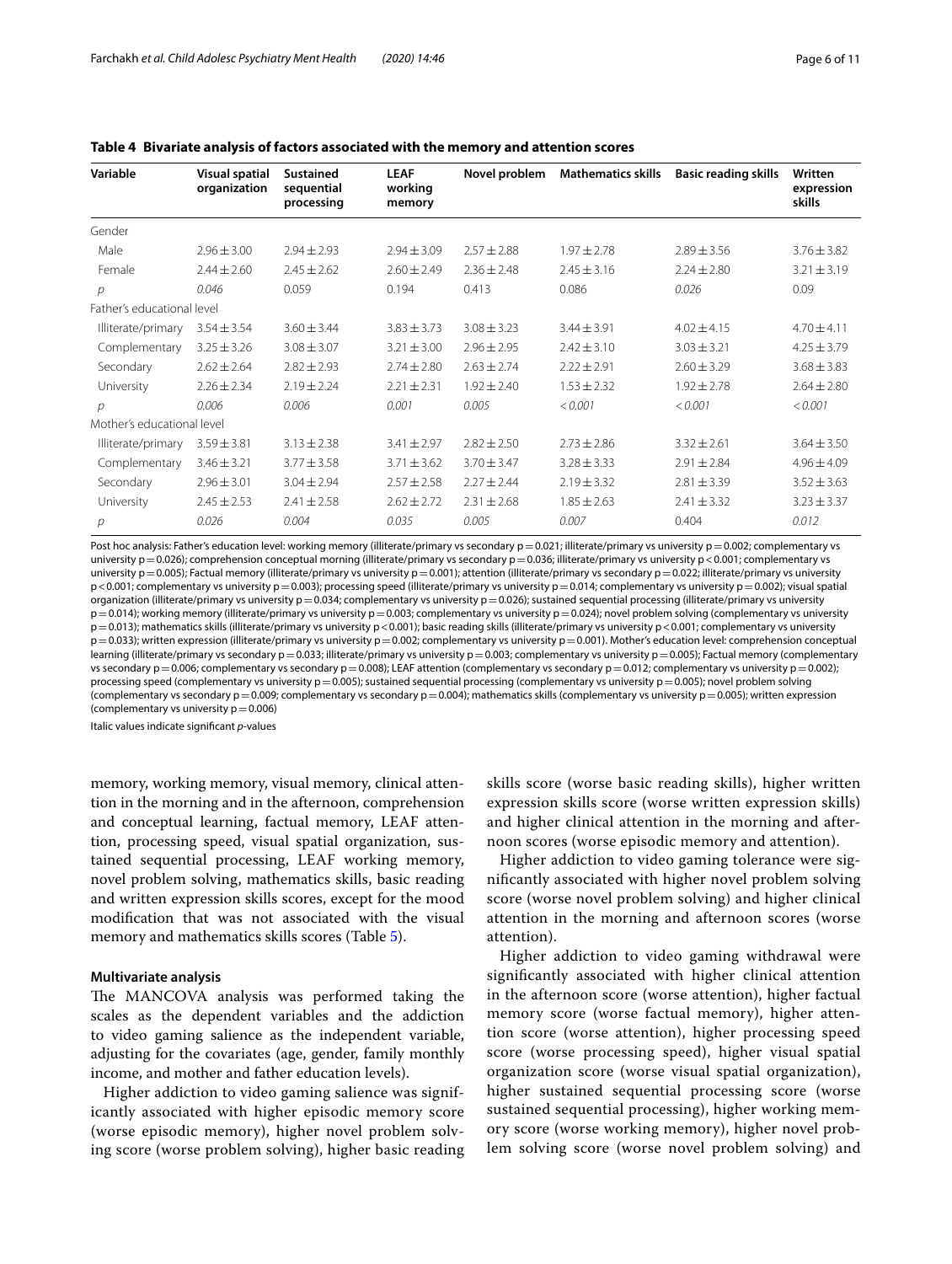**Table 4 Bivariate analysis of factors associated with the memory and attention scores**

| Variable | Visual spatial organization | Sustained sequential processing | LEAF working memory | Novel problem | Mathematics skills | Basic reading skills | Written expression skills |
|---|---|---|---|---|---|---|---|
| Gender | | | | | | | |
| Male | 2.96 ± 3.00 | 2.94 ± 2.93 | 2.94 ± 3.09 | 2.57 ± 2.88 | 1.97 ± 2.78 | 2.89 ± 3.56 | 3.76 ± 3.82 |
| Female | 2.44 ± 2.60 | 2.45 ± 2.62 | 2.60 ± 2.49 | 2.36 ± 2.48 | 2.45 ± 3.16 | 2.24 ± 2.80 | 3.21 ± 3.19 |
| *p* | *0.046* | 0.059 | 0.194 | 0.413 | 0.086 | *0.026* | 0.09 |
| Father's educational level | | | | | | | |
| Illiterate/primary | 3.54 ± 3.54 | 3.60 ± 3.44 | 3.83 ± 3.73 | 3.08 ± 3.23 | 3.44 ± 3.91 | 4.02 ± 4.15 | 4.70 ± 4.11 |
| Complementary | 3.25 ± 3.26 | 3.08 ± 3.07 | 3.21 ± 3.00 | 2.96 ± 2.95 | 2.42 ± 3.10 | 3.03 ± 3.21 | 4.25 ± 3.79 |
| Secondary | 2.62 ± 2.64 | 2.82 ± 2.93 | 2.74 ± 2.80 | 2.63 ± 2.74 | 2.22 ± 2.91 | 2.60 ± 3.29 | 3.68 ± 3.83 |
| University | 2.26 ± 2.34 | 2.19 ± 2.24 | 2.21 ± 2.31 | 1.92 ± 2.40 | 1.53 ± 2.32 | 1.92 ± 2.78 | 2.64 ± 2.80 |
| *p* | *0.006* | *0.006* | *0.001* | *0.005* | *< 0.001* | *< 0.001* | *< 0.001* |
| Mother's educational level | | | | | | | |
| Illiterate/primary | 3.59 ± 3.81 | 3.13 ± 2.38 | 3.41 ± 2.97 | 2.82 ± 2.50 | 2.73 ± 2.86 | 3.32 ± 2.61 | 3.64 ± 3.50 |
| Complementary | 3.46 ± 3.21 | 3.77 ± 3.58 | 3.71 ± 3.62 | 3.70 ± 3.47 | 3.28 ± 3.33 | 2.91 ± 2.84 | 4.96 ± 4.09 |
| Secondary | 2.96 ± 3.01 | 3.04 ± 2.94 | 2.57 ± 2.58 | 2.27 ± 2.44 | 2.19 ± 3.32 | 2.81 ± 3.39 | 3.52 ± 3.63 |
| University | 2.45 ± 2.53 | 2.41 ± 2.58 | 2.62 ± 2.72 | 2.31 ± 2.68 | 1.85 ± 2.63 | 2.41 ± 3.32 | 3.23 ± 3.37 |
| *p* | *0.026* | *0.004* | *0.035* | *0.005* | *0.007* | 0.404 | *0.012* |

Post hoc analysis: Father's education level: working memory (illiterate/primary vs secondary p = 0.021; illiterate/primary vs university p = 0.002; complementary vs university p = 0.026); comprehension conceptual morning (illiterate/primary vs secondary p = 0.036; illiterate/primary vs university p < 0.001; complementary vs university p = 0.005); Factual memory (illiterate/primary vs university p = 0.001); attention (illiterate/primary vs secondary p = 0.022; illiterate/primary vs university p < 0.001; complementary vs university p = 0.003); processing speed (illiterate/primary vs university p = 0.014; complementary vs university p = 0.002); visual spatial organization (illiterate/primary vs university p = 0.034; complementary vs university p = 0.026); sustained sequential processing (illiterate/primary vs university p = 0.014); working memory (illiterate/primary vs university p = 0.003; complementary vs university p = 0.024); novel problem solving (complementary vs university p = 0.013); mathematics skills (illiterate/primary vs university p < 0.001); basic reading skills (illiterate/primary vs university p < 0.001; complementary vs university p = 0.033); written expression (illiterate/primary vs university p = 0.002; complementary vs university p = 0.001). Mother's education level: comprehension conceptual learning (illiterate/primary vs secondary p = 0.033; illiterate/primary vs university p = 0.003; complementary vs university p = 0.005); Factual memory (complementary vs secondary p = 0.006; complementary vs secondary p = 0.008); LEAF attention (complementary vs secondary p = 0.012; complementary vs university p = 0.002); processing speed (complementary vs university p = 0.005); sustained sequential processing (complementary vs university p = 0.005); novel problem solving (complementary vs secondary p = 0.009; complementary vs secondary p = 0.004); mathematics skills (complementary vs university p = 0.005); written expression (complementary vs university p = 0.006)

Italic values indicate significant *p*-values

memory, working memory, visual memory, clinical attention in the morning and in the afternoon, comprehension and conceptual learning, factual memory, LEAF attention, processing speed, visual spatial organization, sustained sequential processing, LEAF working memory, novel problem solving, mathematics skills, basic reading and written expression skills scores, except for the mood modification that was not associated with the visual memory and mathematics skills scores (Table 5).

### Multivariate analysis

The MANCOVA analysis was performed taking the scales as the dependent variables and the addiction to video gaming salience as the independent variable, adjusting for the covariates (age, gender, family monthly income, and mother and father education levels).

Higher addiction to video gaming salience was significantly associated with higher episodic memory score (worse episodic memory), higher novel problem solving score (worse problem solving), higher basic reading skills score (worse basic reading skills), higher written expression skills score (worse written expression skills) and higher clinical attention in the morning and afternoon scores (worse episodic memory and attention).

Higher addiction to video gaming tolerance were significantly associated with higher novel problem solving score (worse novel problem solving) and higher clinical attention in the morning and afternoon scores (worse attention).

Higher addiction to video gaming withdrawal were significantly associated with higher clinical attention in the afternoon score (worse attention), higher factual memory score (worse factual memory), higher attention score (worse attention), higher processing speed score (worse processing speed), higher visual spatial organization score (worse visual spatial organization), higher sustained sequential processing score (worse sustained sequential processing), higher working memory score (worse working memory), higher novel problem solving score (worse novel problem solving) and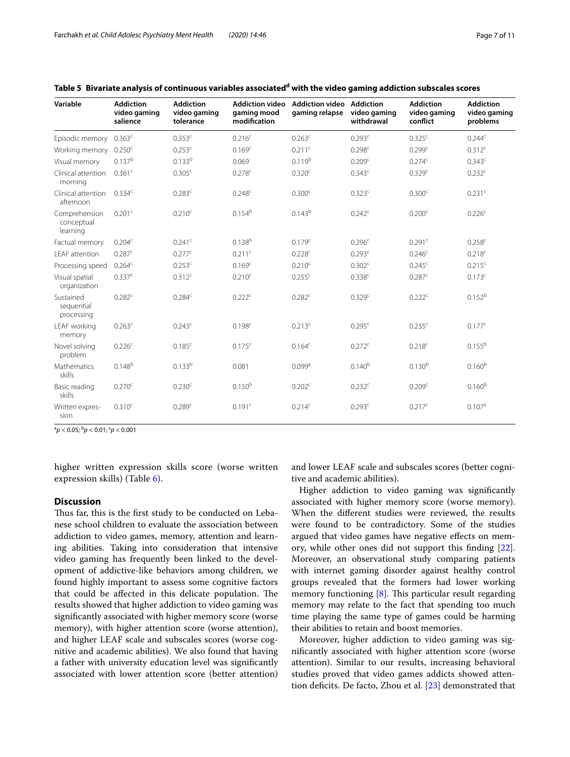**Table 5 Bivariate analysis of continuous variables associated[d] with the video gaming addiction subscales scores**

| Variable | Addiction video gaming salience | Addiction video gaming tolerance | Addiction video gaming mood modification | Addiction video gaming relapse | Addiction video gaming withdrawal | Addiction video gaming conflict | Addiction video gaming problems |
|---|---|---|---|---|---|---|---|
| Episodic memory | 0.363[c] | 0.353[c] | 0.216[c] | 0.263[c] | 0.293[c] | 0.325[c] | 0.244[c] |
| Working memory | 0.250[c] | 0.253[c] | 0.169[c] | 0.211[c] | 0.298[c] | 0.299[c] | 0.312[c] |
| Visual memory | 0.137[b] | 0.133[b] | 0.069 | 0.119[b] | 0.209[c] | 0.274[c] | 0.343[c] |
| Clinical attention morning | 0.361[c] | 0.305[c] | 0.278[c] | 0.320[c] | 0.343[c] | 0.329[c] | 0.232[c] |
| Clinical attention afternoon | 0.334[c] | 0.283[c] | 0.248[c] | 0.300[c] | 0.323[c] | 0.300[c] | 0.231[c] |
| Comprehension conceptual learning | 0.201[c] | 0.210[c] | 0.154[b] | 0.143[b] | 0.242[c] | 0.200[c] | 0.226[c] |
| Factual memory | 0.204[c] | 0.241[c] | 0.138[b] | 0.179[c] | 0.296[c] | 0.291[c] | 0.258[c] |
| LEAF attention | 0.287[c] | 0.277[c] | 0.211[c] | 0.228[c] | 0.293[c] | 0.246[c] | 0.218[c] |
| Processing speed | 0.264[c] | 0.253[c] | 0.169[c] | 0.210[c] | 0.302[c] | 0.245[c] | 0.215[c] |
| Visual spatial organization | 0.337[c] | 0.312[c] | 0.210[c] | 0.255[c] | 0.338[c] | 0.287[c] | 0.173[c] |
| Sustained sequential processing | 0.282[c] | 0.284[c] | 0.222[c] | 0.282[c] | 0.329[c] | 0.222[c] | 0.152[b] |
| LEAF working memory | 0.263[c] | 0.243[c] | 0.198[c] | 0.213[c] | 0.295[c] | 0.235[c] | 0.177[c] |
| Novel solving problem | 0.226[c] | 0.185[c] | 0.175[c] | 0.164[c] | 0.272[c] | 0.218[c] | 0.155[b] |
| Mathematics skills | 0.148[b] | 0.133[b] | 0.081 | 0.099[a] | 0.140[b] | 0.130[b] | 0.160[b] |
| Basic reading skills | 0.270[c] | 0.230[c] | 0.150[b] | 0.202[c] | 0.232[c] | 0.209[c] | 0.160[b] |
| Written expression | 0.310[c] | 0.289[c] | 0.191[c] | 0.214[c] | 0.293[c] | 0.217[c] | 0.107[a] |

[a] $p < 0.05$; [b] $p < 0.01$; [c] $p < 0.001$

higher written expression skills score (worse written expression skills) (Table 6).

## Discussion

Thus far, this is the first study to be conducted on Lebanese school children to evaluate the association between addiction to video games, memory, attention and learning abilities. Taking into consideration that intensive video gaming has frequently been linked to the development of addictive-like behaviors among children, we found highly important to assess some cognitive factors that could be affected in this delicate population. The results showed that higher addiction to video gaming was significantly associated with higher memory score (worse memory), with higher attention score (worse attention), and higher LEAF scale and subscales scores (worse cognitive and academic abilities). We also found that having a father with university education level was significantly associated with lower attention score (better attention) and lower LEAF scale and subscales scores (better cognitive and academic abilities).

Higher addiction to video gaming was significantly associated with higher memory score (worse memory). When the different studies were reviewed, the results were found to be contradictory. Some of the studies argued that video games have negative effects on memory, while other ones did not support this finding [22]. Moreover, an observational study comparing patients with internet gaming disorder against healthy control groups revealed that the formers had lower working memory functioning [8]. This particular result regarding memory may relate to the fact that spending too much time playing the same type of games could be harming their abilities to retain and boost memories.

Moreover, higher addiction to video gaming was significantly associated with higher attention score (worse attention). Similar to our results, increasing behavioral studies proved that video games addicts showed attention deficits. De facto, Zhou et al. [23] demonstrated that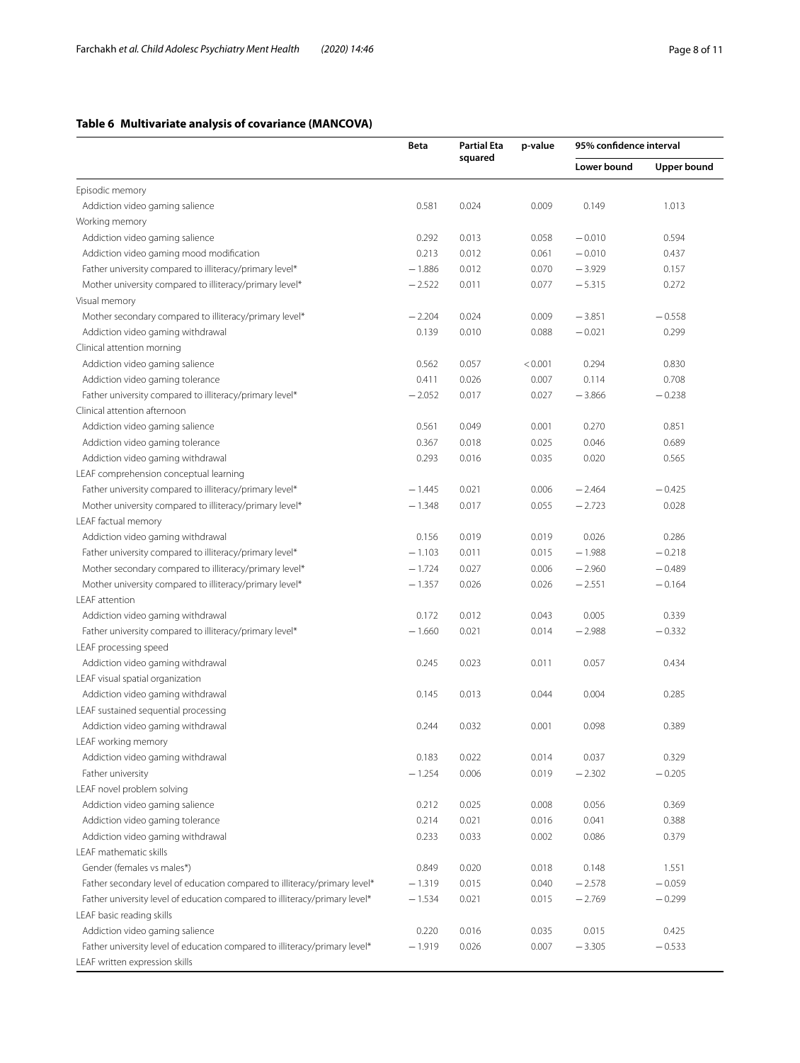**Table 6 Multivariate analysis of covariance (MANCOVA)**

| | Beta | Partial Eta squared | p-value | 95% confidence interval | |
|---|---|---|---|---|---|
| | | | | Lower bound | Upper bound |
| Episodic memory | | | | | |
| Addiction video gaming salience | 0.581 | 0.024 | 0.009 | 0.149 | 1.013 |
| Working memory | | | | | |
| Addiction video gaming salience | 0.292 | 0.013 | 0.058 | −0.010 | 0.594 |
| Addiction video gaming mood modification | 0.213 | 0.012 | 0.061 | −0.010 | 0.437 |
| Father university compared to illiteracy/primary level* | −1.886 | 0.012 | 0.070 | −3.929 | 0.157 |
| Mother university compared to illiteracy/primary level* | −2.522 | 0.011 | 0.077 | −5.315 | 0.272 |
| Visual memory | | | | | |
| Mother secondary compared to illiteracy/primary level* | −2.204 | 0.024 | 0.009 | −3.851 | −0.558 |
| Addiction video gaming withdrawal | 0.139 | 0.010 | 0.088 | −0.021 | 0.299 |
| Clinical attention morning | | | | | |
| Addiction video gaming salience | 0.562 | 0.057 | < 0.001 | 0.294 | 0.830 |
| Addiction video gaming tolerance | 0.411 | 0.026 | 0.007 | 0.114 | 0.708 |
| Father university compared to illiteracy/primary level* | −2.052 | 0.017 | 0.027 | −3.866 | −0.238 |
| Clinical attention afternoon | | | | | |
| Addiction video gaming salience | 0.561 | 0.049 | 0.001 | 0.270 | 0.851 |
| Addiction video gaming tolerance | 0.367 | 0.018 | 0.025 | 0.046 | 0.689 |
| Addiction video gaming withdrawal | 0.293 | 0.016 | 0.035 | 0.020 | 0.565 |
| LEAF comprehension conceptual learning | | | | | |
| Father university compared to illiteracy/primary level* | −1.445 | 0.021 | 0.006 | −2.464 | −0.425 |
| Mother university compared to illiteracy/primary level* | −1.348 | 0.017 | 0.055 | −2.723 | 0.028 |
| LEAF factual memory | | | | | |
| Addiction video gaming withdrawal | 0.156 | 0.019 | 0.019 | 0.026 | 0.286 |
| Father university compared to illiteracy/primary level* | −1.103 | 0.011 | 0.015 | −1.988 | −0.218 |
| Mother secondary compared to illiteracy/primary level* | −1.724 | 0.027 | 0.006 | −2.960 | −0.489 |
| Mother university compared to illiteracy/primary level* | −1.357 | 0.026 | 0.026 | −2.551 | −0.164 |
| LEAF attention | | | | | |
| Addiction video gaming withdrawal | 0.172 | 0.012 | 0.043 | 0.005 | 0.339 |
| Father university compared to illiteracy/primary level* | −1.660 | 0.021 | 0.014 | −2.988 | −0.332 |
| LEAF processing speed | | | | | |
| Addiction video gaming withdrawal | 0.245 | 0.023 | 0.011 | 0.057 | 0.434 |
| LEAF visual spatial organization | | | | | |
| Addiction video gaming withdrawal | 0.145 | 0.013 | 0.044 | 0.004 | 0.285 |
| LEAF sustained sequential processing | | | | | |
| Addiction video gaming withdrawal | 0.244 | 0.032 | 0.001 | 0.098 | 0.389 |
| LEAF working memory | | | | | |
| Addiction video gaming withdrawal | 0.183 | 0.022 | 0.014 | 0.037 | 0.329 |
| Father university | −1.254 | 0.006 | 0.019 | −2.302 | −0.205 |
| LEAF novel problem solving | | | | | |
| Addiction video gaming salience | 0.212 | 0.025 | 0.008 | 0.056 | 0.369 |
| Addiction video gaming tolerance | 0.214 | 0.021 | 0.016 | 0.041 | 0.388 |
| Addiction video gaming withdrawal | 0.233 | 0.033 | 0.002 | 0.086 | 0.379 |
| LEAF mathematic skills | | | | | |
| Gender (females vs males*) | 0.849 | 0.020 | 0.018 | 0.148 | 1.551 |
| Father secondary level of education compared to illiteracy/primary level* | −1.319 | 0.015 | 0.040 | −2.578 | −0.059 |
| Father university level of education compared to illiteracy/primary level* | −1.534 | 0.021 | 0.015 | −2.769 | −0.299 |
| LEAF basic reading skills | | | | | |
| Addiction video gaming salience | 0.220 | 0.016 | 0.035 | 0.015 | 0.425 |
| Father university level of education compared to illiteracy/primary level* | −1.919 | 0.026 | 0.007 | −3.305 | −0.533 |
| LEAF written expression skills | | | | | |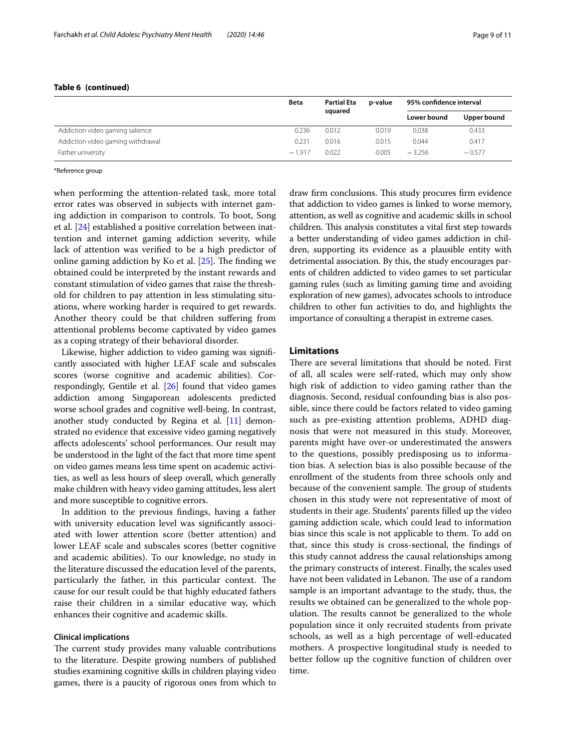**Table 6 (continued)**

| | Beta | Partial Eta squared | p-value | 95% confidence interval | |
|---|---|---|---|---|---|
| | | | | Lower bound | Upper bound |
| Addiction video gaming salience | 0.236 | 0.012 | 0.019 | 0.038 | 0.433 |
| Addiction video gaming withdrawal | 0.231 | 0.016 | 0.015 | 0.044 | 0.417 |
| Father university | −1.917 | 0.022 | 0.005 | −3.256 | −0.577 |

*Reference group

when performing the attention-related task, more total error rates was observed in subjects with internet gaming addiction in comparison to controls. To boot, Song et al. [24] established a positive correlation between inattention and internet gaming addiction severity, while lack of attention was verified to be a high predictor of online gaming addiction by Ko et al. [25]. The finding we obtained could be interpreted by the instant rewards and constant stimulation of video games that raise the threshold for children to pay attention in less stimulating situations, where working harder is required to get rewards. Another theory could be that children suffering from attentional problems become captivated by video games as a coping strategy of their behavioral disorder.

Likewise, higher addiction to video gaming was significantly associated with higher LEAF scale and subscales scores (worse cognitive and academic abilities). Correspondingly, Gentile et al. [26] found that video games addiction among Singaporean adolescents predicted worse school grades and cognitive well-being. In contrast, another study conducted by Regina et al. [11] demonstrated no evidence that excessive video gaming negatively affects adolescents' school performances. Our result may be understood in the light of the fact that more time spent on video games means less time spent on academic activities, as well as less hours of sleep overall, which generally make children with heavy video gaming attitudes, less alert and more susceptible to cognitive errors.

In addition to the previous findings, having a father with university education level was significantly associated with lower attention score (better attention) and lower LEAF scale and subscales scores (better cognitive and academic abilities). To our knowledge, no study in the literature discussed the education level of the parents, particularly the father, in this particular context. The cause for our result could be that highly educated fathers raise their children in a similar educative way, which enhances their cognitive and academic skills.

### Clinical implications

The current study provides many valuable contributions to the literature. Despite growing numbers of published studies examining cognitive skills in children playing video games, there is a paucity of rigorous ones from which to draw firm conclusions. This study procures firm evidence that addiction to video games is linked to worse memory, attention, as well as cognitive and academic skills in school children. This analysis constitutes a vital first step towards a better understanding of video games addiction in children, supporting its evidence as a plausible entity with detrimental association. By this, the study encourages parents of children addicted to video games to set particular gaming rules (such as limiting gaming time and avoiding exploration of new games), advocates schools to introduce children to other fun activities to do, and highlights the importance of consulting a therapist in extreme cases.

## Limitations

There are several limitations that should be noted. First of all, all scales were self-rated, which may only show high risk of addiction to video gaming rather than the diagnosis. Second, residual confounding bias is also possible, since there could be factors related to video gaming such as pre-existing attention problems, ADHD diagnosis that were not measured in this study. Moreover, parents might have over-or underestimated the answers to the questions, possibly predisposing us to information bias. A selection bias is also possible because of the enrollment of the students from three schools only and because of the convenient sample. The group of students chosen in this study were not representative of most of students in their age. Students' parents filled up the video gaming addiction scale, which could lead to information bias since this scale is not applicable to them. To add on that, since this study is cross-sectional, the findings of this study cannot address the causal relationships among the primary constructs of interest. Finally, the scales used have not been validated in Lebanon. The use of a random sample is an important advantage to the study, thus, the results we obtained can be generalized to the whole population. The results cannot be generalized to the whole population since it only recruited students from private schools, as well as a high percentage of well-educated mothers. A prospective longitudinal study is needed to better follow up the cognitive function of children over time.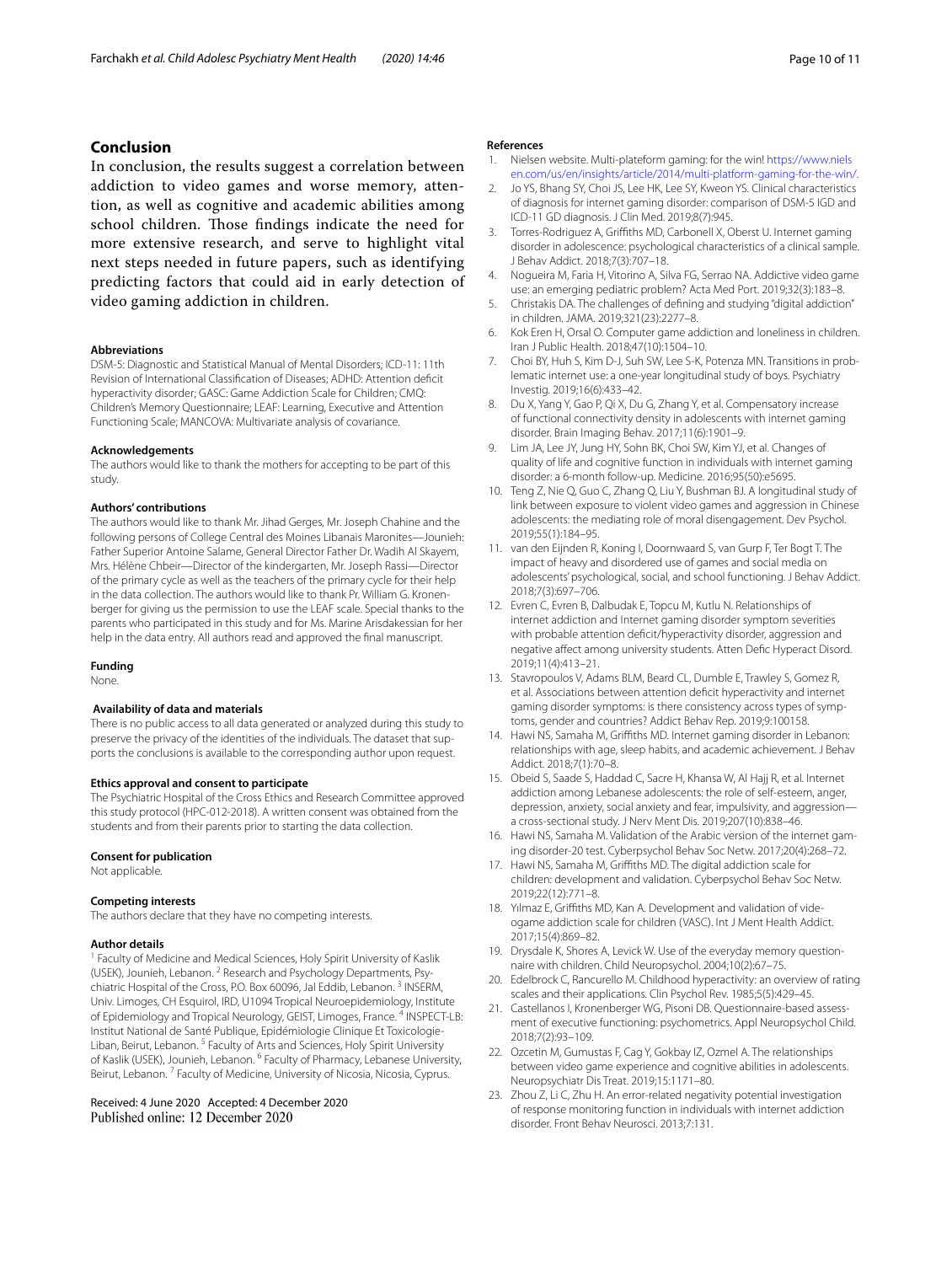## Conclusion

In conclusion, the results suggest a correlation between addiction to video games and worse memory, attention, as well as cognitive and academic abilities among school children. Those findings indicate the need for more extensive research, and serve to highlight vital next steps needed in future papers, such as identifying predicting factors that could aid in early detection of video gaming addiction in children.

#### Abbreviations

DSM-5: Diagnostic and Statistical Manual of Mental Disorders; ICD-11: 11th Revision of International Classification of Diseases; ADHD: Attention deficit hyperactivity disorder; GASC: Game Addiction Scale for Children; CMQ: Children's Memory Questionnaire; LEAF: Learning, Executive and Attention Functioning Scale; MANCOVA: Multivariate analysis of covariance.

#### Acknowledgements

The authors would like to thank the mothers for accepting to be part of this study.

#### Authors' contributions

The authors would like to thank Mr. Jihad Gerges, Mr. Joseph Chahine and the following persons of College Central des Moines Libanais Maronites—Jounieh: Father Superior Antoine Salame, General Director Father Dr. Wadih Al Skayem, Mrs. Hélène Chbeir—Director of the kindergarten, Mr. Joseph Rassi—Director of the primary cycle as well as the teachers of the primary cycle for their help in the data collection. The authors would like to thank Pr. William G. Kronenberger for giving us the permission to use the LEAF scale. Special thanks to the parents who participated in this study and for Ms. Marine Arisdakessian for her help in the data entry. All authors read and approved the final manuscript.

#### Funding

None.

#### Availability of data and materials

There is no public access to all data generated or analyzed during this study to preserve the privacy of the identities of the individuals. The dataset that supports the conclusions is available to the corresponding author upon request.

#### Ethics approval and consent to participate

The Psychiatric Hospital of the Cross Ethics and Research Committee approved this study protocol (HPC-012-2018). A written consent was obtained from the students and from their parents prior to starting the data collection.

#### Consent for publication

Not applicable.

#### Competing interests

The authors declare that they have no competing interests.

#### Author details

[1] Faculty of Medicine and Medical Sciences, Holy Spirit University of Kaslik (USEK), Jounieh, Lebanon. [2] Research and Psychology Departments, Psychiatric Hospital of the Cross, P.O. Box 60096, Jal Eddib, Lebanon. [3] INSERM, Univ. Limoges, CH Esquirol, IRD, U1094 Tropical Neuroepidemiology, Institute of Epidemiology and Tropical Neurology, GEIST, Limoges, France. [4] INSPECT-LB: Institut National de Santé Publique, Epidémiologie Clinique Et Toxicologie-Liban, Beirut, Lebanon. [5] Faculty of Arts and Sciences, Holy Spirit University of Kaslik (USEK), Jounieh, Lebanon. [6] Faculty of Pharmacy, Lebanese University, Beirut, Lebanon. [7] Faculty of Medicine, University of Nicosia, Nicosia, Cyprus.

Received: 4 June 2020 Accepted: 4 December 2020
Published online: 12 December 2020

#### References

1. Nielsen website. Multi-plateform gaming: for the win! https://www.nielsen.com/us/en/insights/article/2014/multi-platform-gaming-for-the-win/.
2. Jo YS, Bhang SY, Choi JS, Lee HK, Lee SY, Kweon YS. Clinical characteristics of diagnosis for internet gaming disorder: comparison of DSM-5 IGD and ICD-11 GD diagnosis. J Clin Med. 2019;8(7):945.
3. Torres-Rodriguez A, Griffiths MD, Carbonell X, Oberst U. Internet gaming disorder in adolescence: psychological characteristics of a clinical sample. J Behav Addict. 2018;7(3):707–18.
4. Nogueira M, Faria H, Vitorino A, Silva FG, Serrao NA. Addictive video game use: an emerging pediatric problem? Acta Med Port. 2019;32(3):183–8.
5. Christakis DA. The challenges of defining and studying "digital addiction" in children. JAMA. 2019;321(23):2277–8.
6. Kok Eren H, Orsal O. Computer game addiction and loneliness in children. Iran J Public Health. 2018;47(10):1504–10.
7. Choi BY, Huh S, Kim D-J, Suh SW, Lee S-K, Potenza MN. Transitions in problematic internet use: a one-year longitudinal study of boys. Psychiatry Investig. 2019;16(6):433–42.
8. Du X, Yang Y, Gao P, Qi X, Du G, Zhang Y, et al. Compensatory increase of functional connectivity density in adolescents with internet gaming disorder. Brain Imaging Behav. 2017;11(6):1901–9.
9. Lim JA, Lee JY, Jung HY, Sohn BK, Choi SW, Kim YJ, et al. Changes of quality of life and cognitive function in individuals with internet gaming disorder: a 6-month follow-up. Medicine. 2016;95(50):e5695.
10. Teng Z, Nie Q, Guo C, Zhang Q, Liu Y, Bushman BJ. A longitudinal study of link between exposure to violent video games and aggression in Chinese adolescents: the mediating role of moral disengagement. Dev Psychol. 2019;55(1):184–95.
11. van den Eijnden R, Koning I, Doornwaard S, van Gurp F, Ter Bogt T. The impact of heavy and disordered use of games and social media on adolescents' psychological, social, and school functioning. J Behav Addict. 2018;7(3):697–706.
12. Evren C, Evren B, Dalbudak E, Topcu M, Kutlu N. Relationships of internet addiction and Internet gaming disorder symptom severities with probable attention deficit/hyperactivity disorder, aggression and negative affect among university students. Atten Defic Hyperact Disord. 2019;11(4):413–21.
13. Stavropoulos V, Adams BLM, Beard CL, Dumble E, Trawley S, Gomez R, et al. Associations between attention deficit hyperactivity and internet gaming disorder symptoms: is there consistency across types of symptoms, gender and countries? Addict Behav Rep. 2019;9:100158.
14. Hawi NS, Samaha M, Griffiths MD. Internet gaming disorder in Lebanon: relationships with age, sleep habits, and academic achievement. J Behav Addict. 2018;7(1):70–8.
15. Obeid S, Saade S, Haddad C, Sacre H, Khansa W, Al Hajj R, et al. Internet addiction among Lebanese adolescents: the role of self-esteem, anger, depression, anxiety, social anxiety and fear, impulsivity, and aggression—a cross-sectional study. J Nerv Ment Dis. 2019;207(10):838–46.
16. Hawi NS, Samaha M. Validation of the Arabic version of the internet gaming disorder-20 test. Cyberpsychol Behav Soc Netw. 2017;20(4):268–72.
17. Hawi NS, Samaha M, Griffiths MD. The digital addiction scale for children: development and validation. Cyberpsychol Behav Soc Netw. 2019;22(12):771–8.
18. Yılmaz E, Griffiths MD, Kan A. Development and validation of videogame addiction scale for children (VASC). Int J Ment Health Addict. 2017;15(4):869–82.
19. Drysdale K, Shores A, Levick W. Use of the everyday memory questionnaire with children. Child Neuropsychol. 2004;10(2):67–75.
20. Edelbrock C, Rancurello M. Childhood hyperactivity: an overview of rating scales and their applications. Clin Psychol Rev. 1985;5(5):429–45.
21. Castellanos I, Kronenberger WG, Pisoni DB. Questionnaire-based assessment of executive functioning: psychometrics. Appl Neuropsychol Child. 2018;7(2):93–109.
22. Ozcetin M, Gumustas F, Cag Y, Gokbay IZ, Ozmel A. The relationships between video game experience and cognitive abilities in adolescents. Neuropsychiatr Dis Treat. 2019;15:1171–80.
23. Zhou Z, Li C, Zhu H. An error-related negativity potential investigation of response monitoring function in individuals with internet addiction disorder. Front Behav Neurosci. 2013;7:131.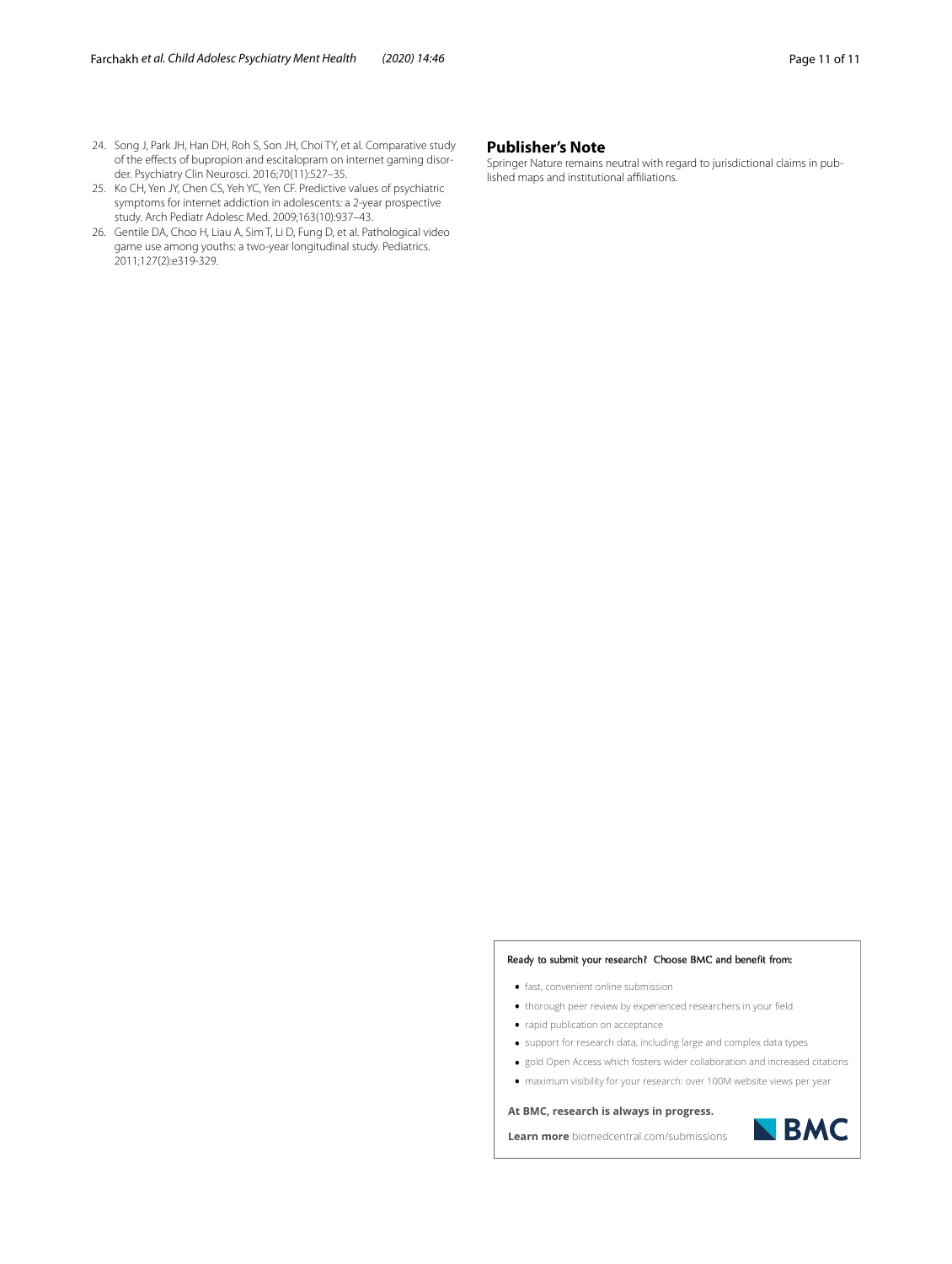24. Song J, Park JH, Han DH, Roh S, Son JH, Choi TY, et al. Comparative study of the effects of bupropion and escitalopram on internet gaming disorder. Psychiatry Clin Neurosci. 2016;70(11):527–35.
25. Ko CH, Yen JY, Chen CS, Yeh YC, Yen CF. Predictive values of psychiatric symptoms for internet addiction in adolescents: a 2-year prospective study. Arch Pediatr Adolesc Med. 2009;163(10):937–43.
26. Gentile DA, Choo H, Liau A, Sim T, Li D, Fung D, et al. Pathological video game use among youths: a two-year longitudinal study. Pediatrics. 2011;127(2):e319-329.

## Publisher's Note

Springer Nature remains neutral with regard to jurisdictional claims in published maps and institutional affiliations.

Ready to submit your research? Choose BMC and benefit from:

- fast, convenient online submission
- thorough peer review by experienced researchers in your field
- rapid publication on acceptance
- support for research data, including large and complex data types
- gold Open Access which fosters wider collaboration and increased citations
- maximum visibility for your research: over 100M website views per year

**At BMC, research is always in progress.**

**Learn more** biomedcentral.com/submissions

BMC